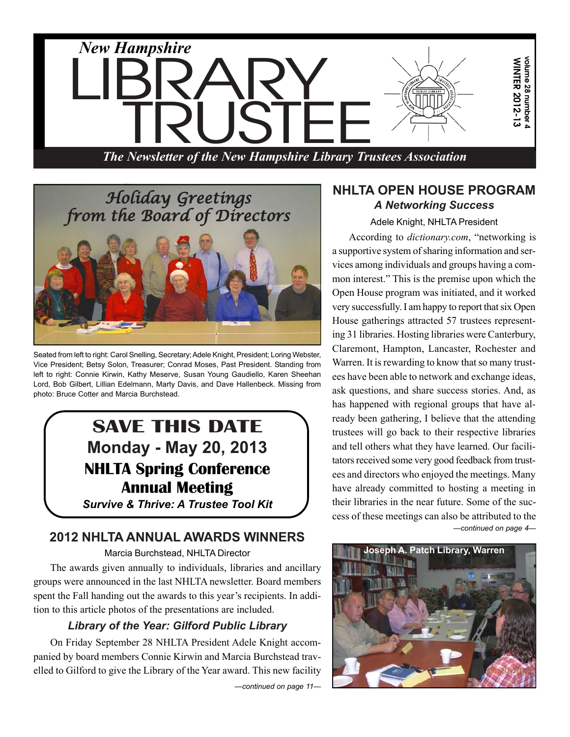# New Hampshire LIBRARY TRUSTEE

*The Newsletter of the New Hampshire Library Trustees Association*

volume 28 number 4
WINTER 2012-13

## Holiday Greetings from the Board of Directors

Seated from left to right: Carol Snelling, Secretary; Adele Knight, President; Loring Webster, Vice President; Betsy Solon, Treasurer; Conrad Moses, Past President. Standing from left to right: Connie Kirwin, Kathy Meserve, Susan Young Gaudiello, Karen Sheehan Lord, Bob Gilbert, Lillian Edelmann, Marty Davis, and Dave Hallenbeck. Missing from photo: Bruce Cotter and Marcia Burchstead.

> **SAVE THIS DATE**
> **Monday - May 20, 2013**
> **NHLTA Spring Conference**
> **Annual Meeting**
> ***Survive & Thrive: A Trustee Tool Kit***

## 2012 NHLTA ANNUAL AWARDS WINNERS

Marcia Burchstead, NHLTA Director

The awards given annually to individuals, libraries and ancillary groups were announced in the last NHLTA newsletter. Board members spent the Fall handing out the awards to this year's recipients. In addition to this article photos of the presentations are included.

### *Library of the Year: Gilford Public Library*

On Friday September 28 NHLTA President Adele Knight accompanied by board members Connie Kirwin and Marcia Burchstead travelled to Gilford to give the Library of the Year award. This new facility

*—continued on page 11—*

## NHLTA OPEN HOUSE PROGRAM

### *A Networking Success*

Adele Knight, NHLTA President

According to *dictionary.com*, "networking is a supportive system of sharing information and services among individuals and groups having a common interest." This is the premise upon which the Open House program was initiated, and it worked very successfully. I am happy to report that six Open House gatherings attracted 57 trustees representing 31 libraries. Hosting libraries were Canterbury, Claremont, Hampton, Lancaster, Rochester and Warren. It is rewarding to know that so many trustees have been able to network and exchange ideas, ask questions, and share success stories. And, as has happened with regional groups that have already been gathering, I believe that the attending trustees will go back to their respective libraries and tell others what they have learned. Our facilitators received some very good feedback from trustees and directors who enjoyed the meetings. Many have already committed to hosting a meeting in their libraries in the near future. Some of the success of these meetings can also be attributed to the

*—continued on page 4—*

Joseph A. Patch Library, Warren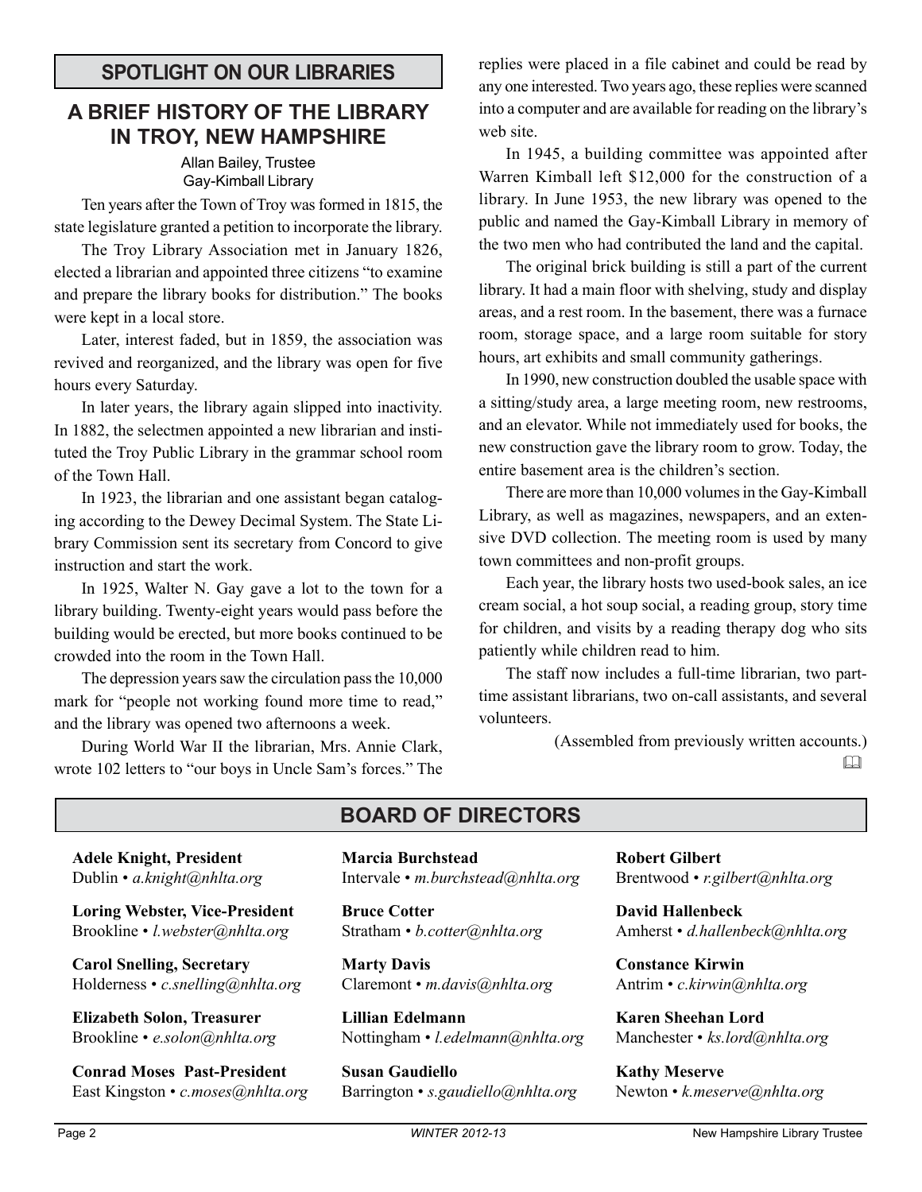## SPOTLIGHT ON OUR LIBRARIES

# A BRIEF HISTORY OF THE LIBRARY IN TROY, NEW HAMPSHIRE

Allan Bailey, Trustee
Gay-Kimball Library

Ten years after the Town of Troy was formed in 1815, the state legislature granted a petition to incorporate the library.

The Troy Library Association met in January 1826, elected a librarian and appointed three citizens "to examine and prepare the library books for distribution." The books were kept in a local store.

Later, interest faded, but in 1859, the association was revived and reorganized, and the library was open for five hours every Saturday.

In later years, the library again slipped into inactivity. In 1882, the selectmen appointed a new librarian and instituted the Troy Public Library in the grammar school room of the Town Hall.

In 1923, the librarian and one assistant began cataloging according to the Dewey Decimal System. The State Library Commission sent its secretary from Concord to give instruction and start the work.

In 1925, Walter N. Gay gave a lot to the town for a library building. Twenty-eight years would pass before the building would be erected, but more books continued to be crowded into the room in the Town Hall.

The depression years saw the circulation pass the 10,000 mark for "people not working found more time to read," and the library was opened two afternoons a week.

During World War II the librarian, Mrs. Annie Clark, wrote 102 letters to "our boys in Uncle Sam's forces." The replies were placed in a file cabinet and could be read by any one interested. Two years ago, these replies were scanned into a computer and are available for reading on the library's web site.

In 1945, a building committee was appointed after Warren Kimball left $12,000 for the construction of a library. In June 1953, the new library was opened to the public and named the Gay-Kimball Library in memory of the two men who had contributed the land and the capital.

The original brick building is still a part of the current library. It had a main floor with shelving, study and display areas, and a rest room. In the basement, there was a furnace room, storage space, and a large room suitable for story hours, art exhibits and small community gatherings.

In 1990, new construction doubled the usable space with a sitting/study area, a large meeting room, new restrooms, and an elevator. While not immediately used for books, the new construction gave the library room to grow. Today, the entire basement area is the children's section.

There are more than 10,000 volumes in the Gay-Kimball Library, as well as magazines, newspapers, and an extensive DVD collection. The meeting room is used by many town committees and non-profit groups.

Each year, the library hosts two used-book sales, an ice cream social, a hot soup social, a reading group, story time for children, and visits by a reading therapy dog who sits patiently while children read to him.

The staff now includes a full-time librarian, two part-time assistant librarians, two on-call assistants, and several volunteers.

(Assembled from previously written accounts.)

## BOARD OF DIRECTORS

**Adele Knight, President**
Dublin • *a.knight@nhlta.org*

**Loring Webster, Vice-President**
Brookline • *l.webster@nhlta.org*

**Carol Snelling, Secretary**
Holderness • *c.snelling@nhlta.org*

**Elizabeth Solon, Treasurer**
Brookline • *e.solon@nhlta.org*

**Conrad Moses Past-President**
East Kingston • *c.moses@nhlta.org*

**Marcia Burchstead**
Intervale • *m.burchstead@nhlta.org*

**Bruce Cotter**
Stratham • *b.cotter@nhlta.org*

**Marty Davis**
Claremont • *m.davis@nhlta.org*

**Lillian Edelmann**
Nottingham • *l.edelmann@nhlta.org*

**Susan Gaudiello**
Barrington • *s.gaudiello@nhlta.org*

**Robert Gilbert**
Brentwood • *r.gilbert@nhlta.org*

**David Hallenbeck**
Amherst • *d.hallenbeck@nhlta.org*

**Constance Kirwin**
Antrim • *c.kirwin@nhlta.org*

**Karen Sheehan Lord**
Manchester • *ks.lord@nhlta.org*

**Kathy Meserve**
Newton • *k.meserve@nhlta.org*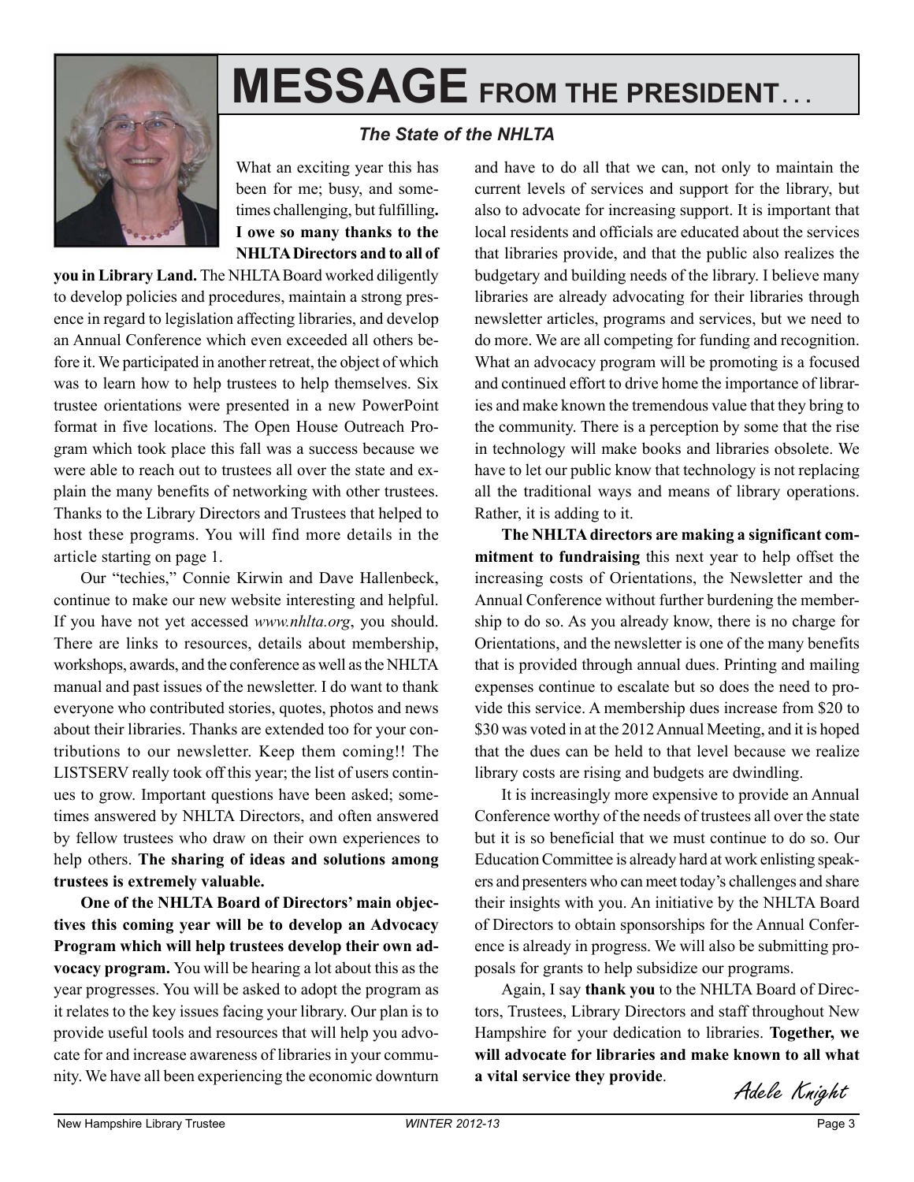# MESSAGE FROM THE PRESIDENT . . .

### *The State of the NHLTA*

What an exciting year this has been for me; busy, and sometimes challenging, but fulfilling**. I owe so many thanks to the NHLTA Directors and to all of you in Library Land.** The NHLTA Board worked diligently to develop policies and procedures, maintain a strong presence in regard to legislation affecting libraries, and develop an Annual Conference which even exceeded all others before it. We participated in another retreat, the object of which was to learn how to help trustees to help themselves. Six trustee orientations were presented in a new PowerPoint format in five locations. The Open House Outreach Program which took place this fall was a success because we were able to reach out to trustees all over the state and explain the many benefits of networking with other trustees. Thanks to the Library Directors and Trustees that helped to host these programs. You will find more details in the article starting on page 1.

Our "techies," Connie Kirwin and Dave Hallenbeck, continue to make our new website interesting and helpful. If you have not yet accessed *www.nhlta.org*, you should. There are links to resources, details about membership, workshops, awards, and the conference as well as the NHLTA manual and past issues of the newsletter. I do want to thank everyone who contributed stories, quotes, photos and news about their libraries. Thanks are extended too for your contributions to our newsletter. Keep them coming!! The LISTSERV really took off this year; the list of users continues to grow. Important questions have been asked; sometimes answered by NHLTA Directors, and often answered by fellow trustees who draw on their own experiences to help others. **The sharing of ideas and solutions among trustees is extremely valuable.**

**One of the NHLTA Board of Directors' main objectives this coming year will be to develop an Advocacy Program which will help trustees develop their own advocacy program.** You will be hearing a lot about this as the year progresses. You will be asked to adopt the program as it relates to the key issues facing your library. Our plan is to provide useful tools and resources that will help you advocate for and increase awareness of libraries in your community. We have all been experiencing the economic downturn and have to do all that we can, not only to maintain the current levels of services and support for the library, but also to advocate for increasing support. It is important that local residents and officials are educated about the services that libraries provide, and that the public also realizes the budgetary and building needs of the library. I believe many libraries are already advocating for their libraries through newsletter articles, programs and services, but we need to do more. We are all competing for funding and recognition. What an advocacy program will be promoting is a focused and continued effort to drive home the importance of libraries and make known the tremendous value that they bring to the community. There is a perception by some that the rise in technology will make books and libraries obsolete. We have to let our public know that technology is not replacing all the traditional ways and means of library operations. Rather, it is adding to it.

**The NHLTA directors are making a significant commitment to fundraising** this next year to help offset the increasing costs of Orientations, the Newsletter and the Annual Conference without further burdening the membership to do so. As you already know, there is no charge for Orientations, and the newsletter is one of the many benefits that is provided through annual dues. Printing and mailing expenses continue to escalate but so does the need to provide this service. A membership dues increase from $20 to $30 was voted in at the 2012 Annual Meeting, and it is hoped that the dues can be held to that level because we realize library costs are rising and budgets are dwindling.

It is increasingly more expensive to provide an Annual Conference worthy of the needs of trustees all over the state but it is so beneficial that we must continue to do so. Our Education Committee is already hard at work enlisting speakers and presenters who can meet today's challenges and share their insights with you. An initiative by the NHLTA Board of Directors to obtain sponsorships for the Annual Conference is already in progress. We will also be submitting proposals for grants to help subsidize our programs.

Again, I say **thank you** to the NHLTA Board of Directors, Trustees, Library Directors and staff throughout New Hampshire for your dedication to libraries. **Together, we will advocate for libraries and make known to all what a vital service they provide**.

*Adele Knight*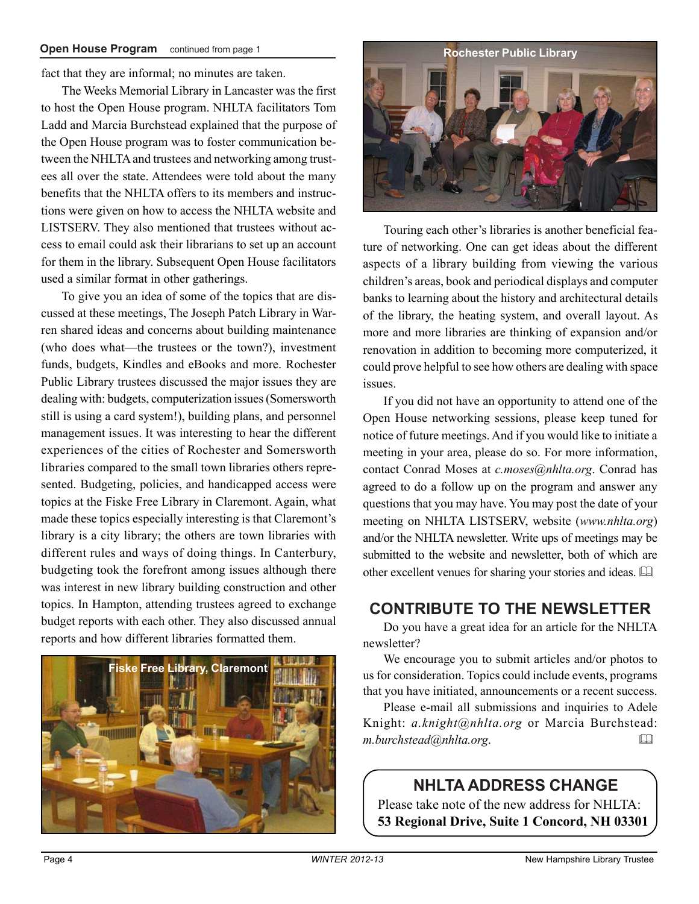**Open House Program** continued from page 1

fact that they are informal; no minutes are taken.

The Weeks Memorial Library in Lancaster was the first to host the Open House program. NHLTA facilitators Tom Ladd and Marcia Burchstead explained that the purpose of the Open House program was to foster communication between the NHLTA and trustees and networking among trustees all over the state. Attendees were told about the many benefits that the NHLTA offers to its members and instructions were given on how to access the NHLTA website and LISTSERV. They also mentioned that trustees without access to email could ask their librarians to set up an account for them in the library. Subsequent Open House facilitators used a similar format in other gatherings.

To give you an idea of some of the topics that are discussed at these meetings, The Joseph Patch Library in Warren shared ideas and concerns about building maintenance (who does what—the trustees or the town?), investment funds, budgets, Kindles and eBooks and more. Rochester Public Library trustees discussed the major issues they are dealing with: budgets, computerization issues (Somersworth still is using a card system!), building plans, and personnel management issues. It was interesting to hear the different experiences of the cities of Rochester and Somersworth libraries compared to the small town libraries others represented. Budgeting, policies, and handicapped access were topics at the Fiske Free Library in Claremont. Again, what made these topics especially interesting is that Claremont's library is a city library; the others are town libraries with different rules and ways of doing things. In Canterbury, budgeting took the forefront among issues although there was interest in new library building construction and other topics. In Hampton, attending trustees agreed to exchange budget reports with each other. They also discussed annual reports and how different libraries formatted them.

Fiske Free Library, Claremont

Rochester Public Library

Touring each other's libraries is another beneficial feature of networking. One can get ideas about the different aspects of a library building from viewing the various children's areas, book and periodical displays and computer banks to learning about the history and architectural details of the library, the heating system, and overall layout. As more and more libraries are thinking of expansion and/or renovation in addition to becoming more computerized, it could prove helpful to see how others are dealing with space issues.

If you did not have an opportunity to attend one of the Open House networking sessions, please keep tuned for notice of future meetings. And if you would like to initiate a meeting in your area, please do so. For more information, contact Conrad Moses at *c.moses@nhlta.org*. Conrad has agreed to do a follow up on the program and answer any questions that you may have. You may post the date of your meeting on NHLTA LISTSERV, website (*www.nhlta.org*) and/or the NHLTA newsletter. Write ups of meetings may be submitted to the website and newsletter, both of which are other excellent venues for sharing your stories and ideas.

## CONTRIBUTE TO THE NEWSLETTER

Do you have a great idea for an article for the NHLTA newsletter?

We encourage you to submit articles and/or photos to us for consideration. Topics could include events, programs that you have initiated, announcements or a recent success.

Please e-mail all submissions and inquiries to Adele Knight: *a.knight@nhlta.org* or Marcia Burchstead: *m.burchstead@nhlta.org*.

## NHLTA ADDRESS CHANGE

Please take note of the new address for NHLTA:
**53 Regional Drive, Suite 1 Concord, NH 03301**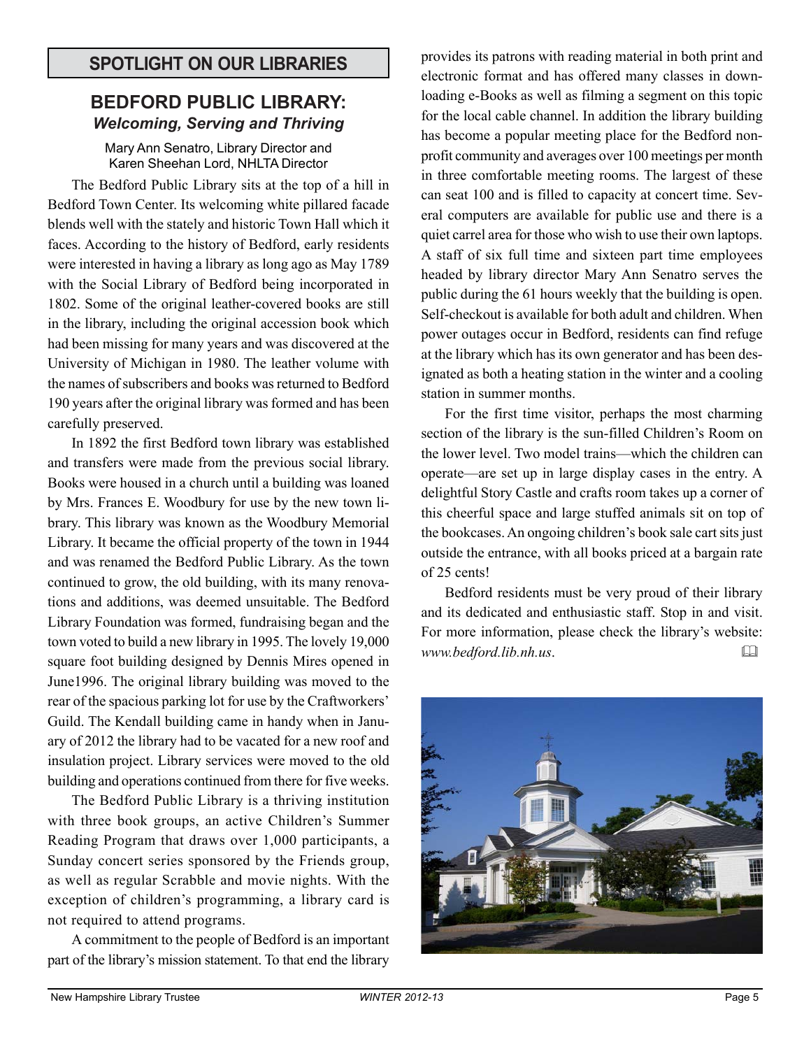## SPOTLIGHT ON OUR LIBRARIES

# BEDFORD PUBLIC LIBRARY:
### *Welcoming, Serving and Thriving*

Mary Ann Senatro, Library Director and Karen Sheehan Lord, NHLTA Director

The Bedford Public Library sits at the top of a hill in Bedford Town Center. Its welcoming white pillared facade blends well with the stately and historic Town Hall which it faces. According to the history of Bedford, early residents were interested in having a library as long ago as May 1789 with the Social Library of Bedford being incorporated in 1802. Some of the original leather-covered books are still in the library, including the original accession book which had been missing for many years and was discovered at the University of Michigan in 1980. The leather volume with the names of subscribers and books was returned to Bedford 190 years after the original library was formed and has been carefully preserved.

In 1892 the first Bedford town library was established and transfers were made from the previous social library. Books were housed in a church until a building was loaned by Mrs. Frances E. Woodbury for use by the new town library. This library was known as the Woodbury Memorial Library. It became the official property of the town in 1944 and was renamed the Bedford Public Library. As the town continued to grow, the old building, with its many renovations and additions, was deemed unsuitable. The Bedford Library Foundation was formed, fundraising began and the town voted to build a new library in 1995. The lovely 19,000 square foot building designed by Dennis Mires opened in June1996. The original library building was moved to the rear of the spacious parking lot for use by the Craftworkers' Guild. The Kendall building came in handy when in January of 2012 the library had to be vacated for a new roof and insulation project. Library services were moved to the old building and operations continued from there for five weeks.

The Bedford Public Library is a thriving institution with three book groups, an active Children's Summer Reading Program that draws over 1,000 participants, a Sunday concert series sponsored by the Friends group, as well as regular Scrabble and movie nights. With the exception of children's programming, a library card is not required to attend programs.

A commitment to the people of Bedford is an important part of the library's mission statement. To that end the library provides its patrons with reading material in both print and electronic format and has offered many classes in downloading e-Books as well as filming a segment on this topic for the local cable channel. In addition the library building has become a popular meeting place for the Bedford nonprofit community and averages over 100 meetings per month in three comfortable meeting rooms. The largest of these can seat 100 and is filled to capacity at concert time. Several computers are available for public use and there is a quiet carrel area for those who wish to use their own laptops. A staff of six full time and sixteen part time employees headed by library director Mary Ann Senatro serves the public during the 61 hours weekly that the building is open. Self-checkout is available for both adult and children. When power outages occur in Bedford, residents can find refuge at the library which has its own generator and has been designated as both a heating station in the winter and a cooling station in summer months.

For the first time visitor, perhaps the most charming section of the library is the sun-filled Children's Room on the lower level. Two model trains—which the children can operate—are set up in large display cases in the entry. A delightful Story Castle and crafts room takes up a corner of this cheerful space and large stuffed animals sit on top of the bookcases. An ongoing children's book sale cart sits just outside the entrance, with all books priced at a bargain rate of 25 cents!

Bedford residents must be very proud of their library and its dedicated and enthusiastic staff. Stop in and visit. For more information, please check the library's website: *www.bedford.lib.nh.us*.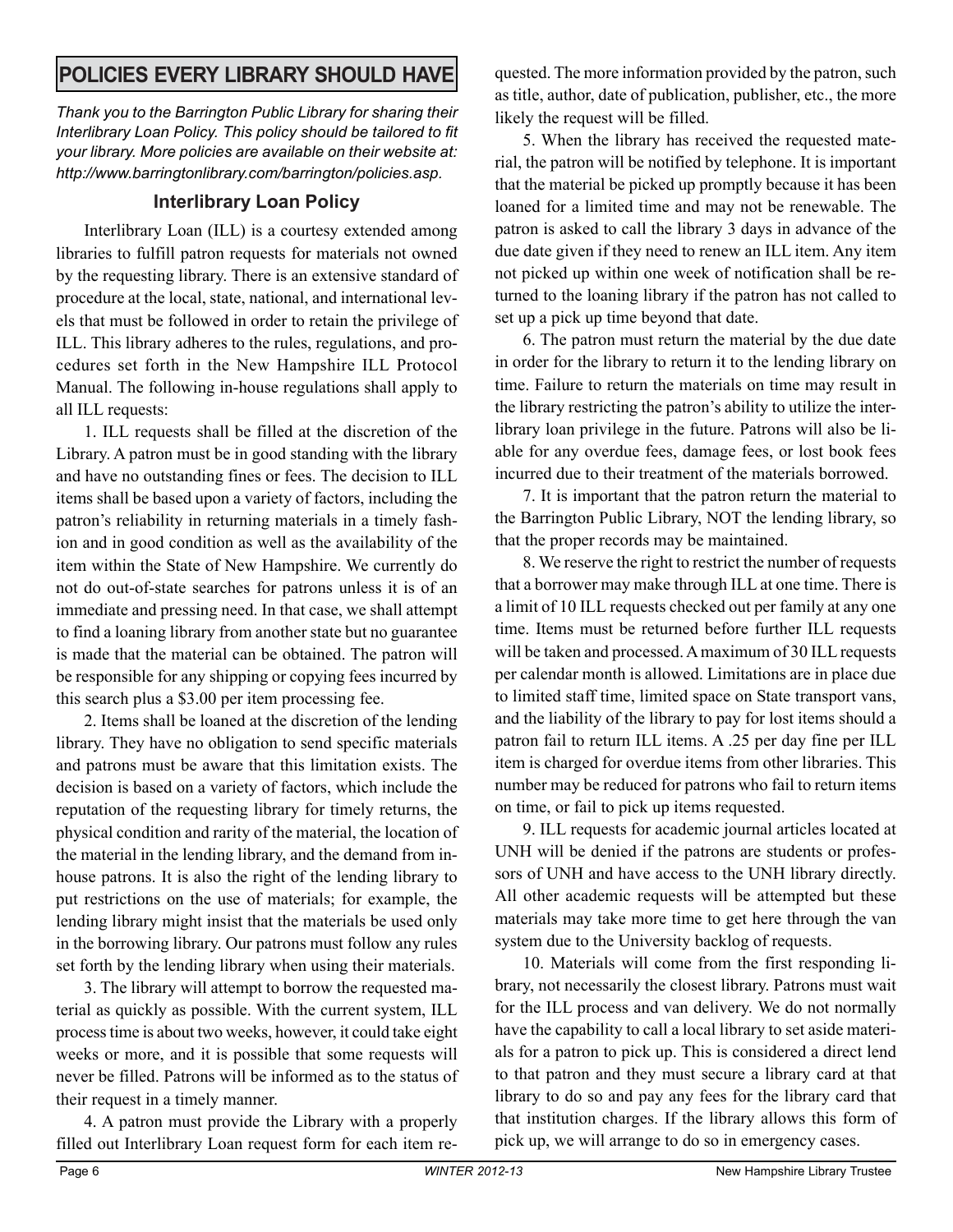# POLICIES EVERY LIBRARY SHOULD HAVE

*Thank you to the Barrington Public Library for sharing their Interlibrary Loan Policy. This policy should be tailored to fit your library. More policies are available on their website at: http://www.barringtonlibrary.com/barrington/policies.asp.*

## Interlibrary Loan Policy

Interlibrary Loan (ILL) is a courtesy extended among libraries to fulfill patron requests for materials not owned by the requesting library. There is an extensive standard of procedure at the local, state, national, and international levels that must be followed in order to retain the privilege of ILL. This library adheres to the rules, regulations, and procedures set forth in the New Hampshire ILL Protocol Manual. The following in-house regulations shall apply to all ILL requests:

1. ILL requests shall be filled at the discretion of the Library. A patron must be in good standing with the library and have no outstanding fines or fees. The decision to ILL items shall be based upon a variety of factors, including the patron's reliability in returning materials in a timely fashion and in good condition as well as the availability of the item within the State of New Hampshire. We currently do not do out-of-state searches for patrons unless it is of an immediate and pressing need. In that case, we shall attempt to find a loaning library from another state but no guarantee is made that the material can be obtained. The patron will be responsible for any shipping or copying fees incurred by this search plus a $3.00 per item processing fee.

2. Items shall be loaned at the discretion of the lending library. They have no obligation to send specific materials and patrons must be aware that this limitation exists. The decision is based on a variety of factors, which include the reputation of the requesting library for timely returns, the physical condition and rarity of the material, the location of the material in the lending library, and the demand from in-house patrons. It is also the right of the lending library to put restrictions on the use of materials; for example, the lending library might insist that the materials be used only in the borrowing library. Our patrons must follow any rules set forth by the lending library when using their materials.

3. The library will attempt to borrow the requested material as quickly as possible. With the current system, ILL process time is about two weeks, however, it could take eight weeks or more, and it is possible that some requests will never be filled. Patrons will be informed as to the status of their request in a timely manner.

4. A patron must provide the Library with a properly filled out Interlibrary Loan request form for each item requested. The more information provided by the patron, such as title, author, date of publication, publisher, etc., the more likely the request will be filled.

5. When the library has received the requested material, the patron will be notified by telephone. It is important that the material be picked up promptly because it has been loaned for a limited time and may not be renewable. The patron is asked to call the library 3 days in advance of the due date given if they need to renew an ILL item. Any item not picked up within one week of notification shall be returned to the loaning library if the patron has not called to set up a pick up time beyond that date.

6. The patron must return the material by the due date in order for the library to return it to the lending library on time. Failure to return the materials on time may result in the library restricting the patron's ability to utilize the interlibrary loan privilege in the future. Patrons will also be liable for any overdue fees, damage fees, or lost book fees incurred due to their treatment of the materials borrowed.

7. It is important that the patron return the material to the Barrington Public Library, NOT the lending library, so that the proper records may be maintained.

8. We reserve the right to restrict the number of requests that a borrower may make through ILL at one time. There is a limit of 10 ILL requests checked out per family at any one time. Items must be returned before further ILL requests will be taken and processed. A maximum of 30 ILL requests per calendar month is allowed. Limitations are in place due to limited staff time, limited space on State transport vans, and the liability of the library to pay for lost items should a patron fail to return ILL items. A .25 per day fine per ILL item is charged for overdue items from other libraries. This number may be reduced for patrons who fail to return items on time, or fail to pick up items requested.

9. ILL requests for academic journal articles located at UNH will be denied if the patrons are students or professors of UNH and have access to the UNH library directly. All other academic requests will be attempted but these materials may take more time to get here through the van system due to the University backlog of requests.

10. Materials will come from the first responding library, not necessarily the closest library. Patrons must wait for the ILL process and van delivery. We do not normally have the capability to call a local library to set aside materials for a patron to pick up. This is considered a direct lend to that patron and they must secure a library card at that library to do so and pay any fees for the library card that that institution charges. If the library allows this form of pick up, we will arrange to do so in emergency cases.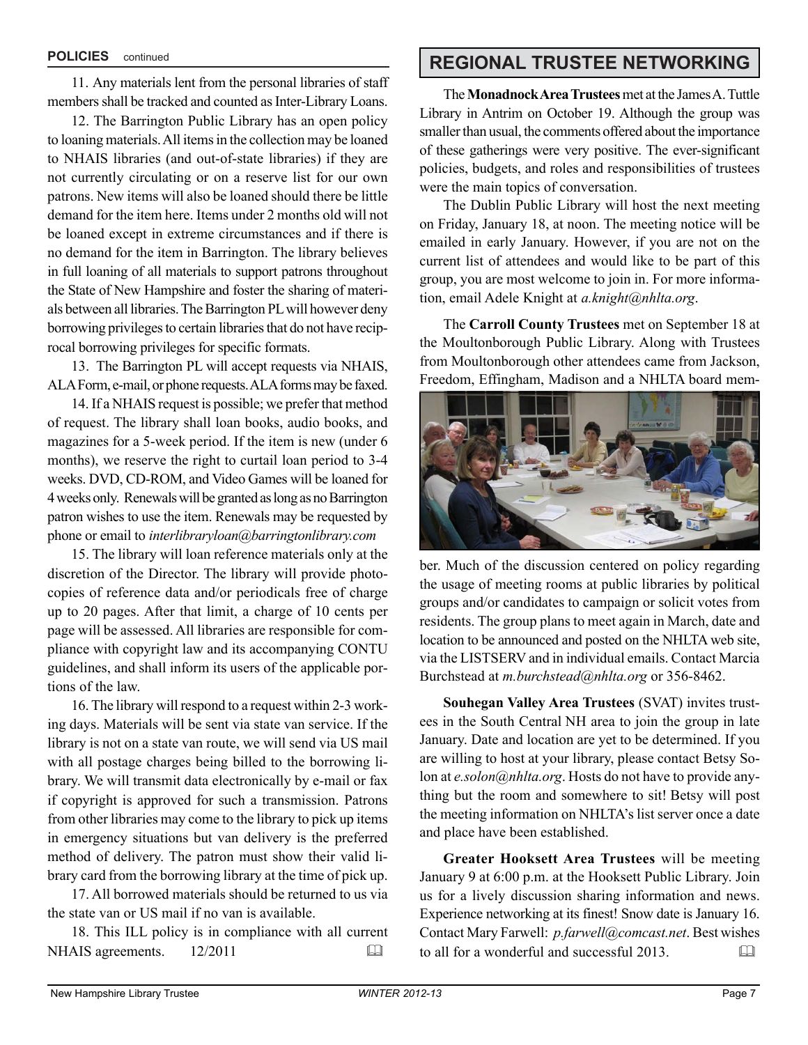## POLICIES continued

11. Any materials lent from the personal libraries of staff members shall be tracked and counted as Inter-Library Loans.

12. The Barrington Public Library has an open policy to loaning materials. All items in the collection may be loaned to NHAIS libraries (and out-of-state libraries) if they are not currently circulating or on a reserve list for our own patrons. New items will also be loaned should there be little demand for the item here. Items under 2 months old will not be loaned except in extreme circumstances and if there is no demand for the item in Barrington. The library believes in full loaning of all materials to support patrons throughout the State of New Hampshire and foster the sharing of materials between all libraries. The Barrington PL will however deny borrowing privileges to certain libraries that do not have reciprocal borrowing privileges for specific formats.

13. The Barrington PL will accept requests via NHAIS, ALA Form, e-mail, or phone requests. ALA forms may be faxed.

14. If a NHAIS request is possible; we prefer that method of request. The library shall loan books, audio books, and magazines for a 5-week period. If the item is new (under 6 months), we reserve the right to curtail loan period to 3-4 weeks. DVD, CD-ROM, and Video Games will be loaned for 4 weeks only. Renewals will be granted as long as no Barrington patron wishes to use the item. Renewals may be requested by phone or email to *interlibraryloan@barringtonlibrary.com*

15. The library will loan reference materials only at the discretion of the Director. The library will provide photocopies of reference data and/or periodicals free of charge up to 20 pages. After that limit, a charge of 10 cents per page will be assessed. All libraries are responsible for compliance with copyright law and its accompanying CONTU guidelines, and shall inform its users of the applicable portions of the law.

16. The library will respond to a request within 2-3 working days. Materials will be sent via state van service. If the library is not on a state van route, we will send via US mail with all postage charges being billed to the borrowing library. We will transmit data electronically by e-mail or fax if copyright is approved for such a transmission. Patrons from other libraries may come to the library to pick up items in emergency situations but van delivery is the preferred method of delivery. The patron must show their valid library card from the borrowing library at the time of pick up.

17. All borrowed materials should be returned to us via the state van or US mail if no van is available.

18. This ILL policy is in compliance with all current NHAIS agreements. 12/2011

## REGIONAL TRUSTEE NETWORKING

The **Monadnock Area Trustees** met at the James A. Tuttle Library in Antrim on October 19. Although the group was smaller than usual, the comments offered about the importance of these gatherings were very positive. The ever-significant policies, budgets, and roles and responsibilities of trustees were the main topics of conversation.

The Dublin Public Library will host the next meeting on Friday, January 18, at noon. The meeting notice will be emailed in early January. However, if you are not on the current list of attendees and would like to be part of this group, you are most welcome to join in. For more information, email Adele Knight at *a.knight@nhlta.org*.

The **Carroll County Trustees** met on September 18 at the Moultonborough Public Library. Along with Trustees from Moultonborough other attendees came from Jackson, Freedom, Effingham, Madison and a NHLTA board member. Much of the discussion centered on policy regarding the usage of meeting rooms at public libraries by political groups and/or candidates to campaign or solicit votes from residents. The group plans to meet again in March, date and location to be announced and posted on the NHLTA web site, via the LISTSERV and in individual emails. Contact Marcia Burchstead at *m.burchstead@nhlta.org* or 356-8462.

**Souhegan Valley Area Trustees** (SVAT) invites trustees in the South Central NH area to join the group in late January. Date and location are yet to be determined. If you are willing to host at your library, please contact Betsy Solon at *e.solon@nhlta.org*. Hosts do not have to provide anything but the room and somewhere to sit! Betsy will post the meeting information on NHLTA's list server once a date and place have been established.

**Greater Hooksett Area Trustees** will be meeting January 9 at 6:00 p.m. at the Hooksett Public Library. Join us for a lively discussion sharing information and news. Experience networking at its finest! Snow date is January 16. Contact Mary Farwell: *p.farwell@comcast.net*. Best wishes to all for a wonderful and successful 2013.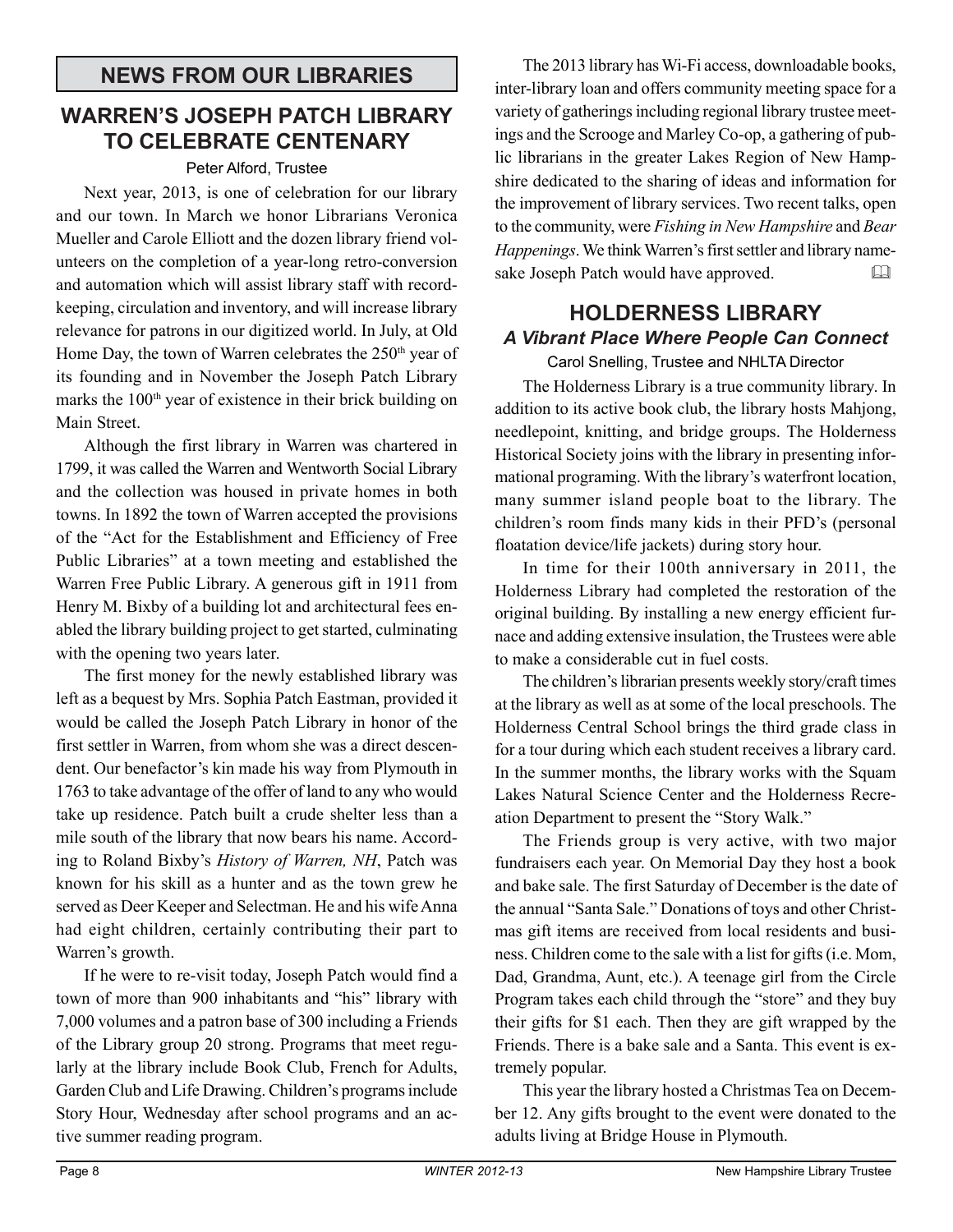## NEWS FROM OUR LIBRARIES

## WARREN'S JOSEPH PATCH LIBRARY TO CELEBRATE CENTENARY

Peter Alford, Trustee

Next year, 2013, is one of celebration for our library and our town. In March we honor Librarians Veronica Mueller and Carole Elliott and the dozen library friend volunteers on the completion of a year-long retro-conversion and automation which will assist library staff with record-keeping, circulation and inventory, and will increase library relevance for patrons in our digitized world. In July, at Old Home Day, the town of Warren celebrates the 250th year of its founding and in November the Joseph Patch Library marks the 100th year of existence in their brick building on Main Street.

Although the first library in Warren was chartered in 1799, it was called the Warren and Wentworth Social Library and the collection was housed in private homes in both towns. In 1892 the town of Warren accepted the provisions of the "Act for the Establishment and Efficiency of Free Public Libraries" at a town meeting and established the Warren Free Public Library. A generous gift in 1911 from Henry M. Bixby of a building lot and architectural fees enabled the library building project to get started, culminating with the opening two years later.

The first money for the newly established library was left as a bequest by Mrs. Sophia Patch Eastman, provided it would be called the Joseph Patch Library in honor of the first settler in Warren, from whom she was a direct descendent. Our benefactor's kin made his way from Plymouth in 1763 to take advantage of the offer of land to any who would take up residence. Patch built a crude shelter less than a mile south of the library that now bears his name. According to Roland Bixby's *History of Warren, NH*, Patch was known for his skill as a hunter and as the town grew he served as Deer Keeper and Selectman. He and his wife Anna had eight children, certainly contributing their part to Warren's growth.

If he were to re-visit today, Joseph Patch would find a town of more than 900 inhabitants and "his" library with 7,000 volumes and a patron base of 300 including a Friends of the Library group 20 strong. Programs that meet regularly at the library include Book Club, French for Adults, Garden Club and Life Drawing. Children's programs include Story Hour, Wednesday after school programs and an active summer reading program.

The 2013 library has Wi-Fi access, downloadable books, inter-library loan and offers community meeting space for a variety of gatherings including regional library trustee meetings and the Scrooge and Marley Co-op, a gathering of public librarians in the greater Lakes Region of New Hampshire dedicated to the sharing of ideas and information for the improvement of library services. Two recent talks, open to the community, were *Fishing in New Hampshire* and *Bear Happenings*. We think Warren's first settler and library namesake Joseph Patch would have approved.

## HOLDERNESS LIBRARY

### *A Vibrant Place Where People Can Connect*

Carol Snelling, Trustee and NHLTA Director

The Holderness Library is a true community library. In addition to its active book club, the library hosts Mahjong, needlepoint, knitting, and bridge groups. The Holderness Historical Society joins with the library in presenting informational programing. With the library's waterfront location, many summer island people boat to the library. The children's room finds many kids in their PFD's (personal floatation device/life jackets) during story hour.

In time for their 100th anniversary in 2011, the Holderness Library had completed the restoration of the original building. By installing a new energy efficient furnace and adding extensive insulation, the Trustees were able to make a considerable cut in fuel costs.

The children's librarian presents weekly story/craft times at the library as well as at some of the local preschools. The Holderness Central School brings the third grade class in for a tour during which each student receives a library card. In the summer months, the library works with the Squam Lakes Natural Science Center and the Holderness Recreation Department to present the "Story Walk."

The Friends group is very active, with two major fundraisers each year. On Memorial Day they host a book and bake sale. The first Saturday of December is the date of the annual "Santa Sale." Donations of toys and other Christmas gift items are received from local residents and business. Children come to the sale with a list for gifts (i.e. Mom, Dad, Grandma, Aunt, etc.). A teenage girl from the Circle Program takes each child through the "store" and they buy their gifts for $1 each. Then they are gift wrapped by the Friends. There is a bake sale and a Santa. This event is extremely popular.

This year the library hosted a Christmas Tea on December 12. Any gifts brought to the event were donated to the adults living at Bridge House in Plymouth.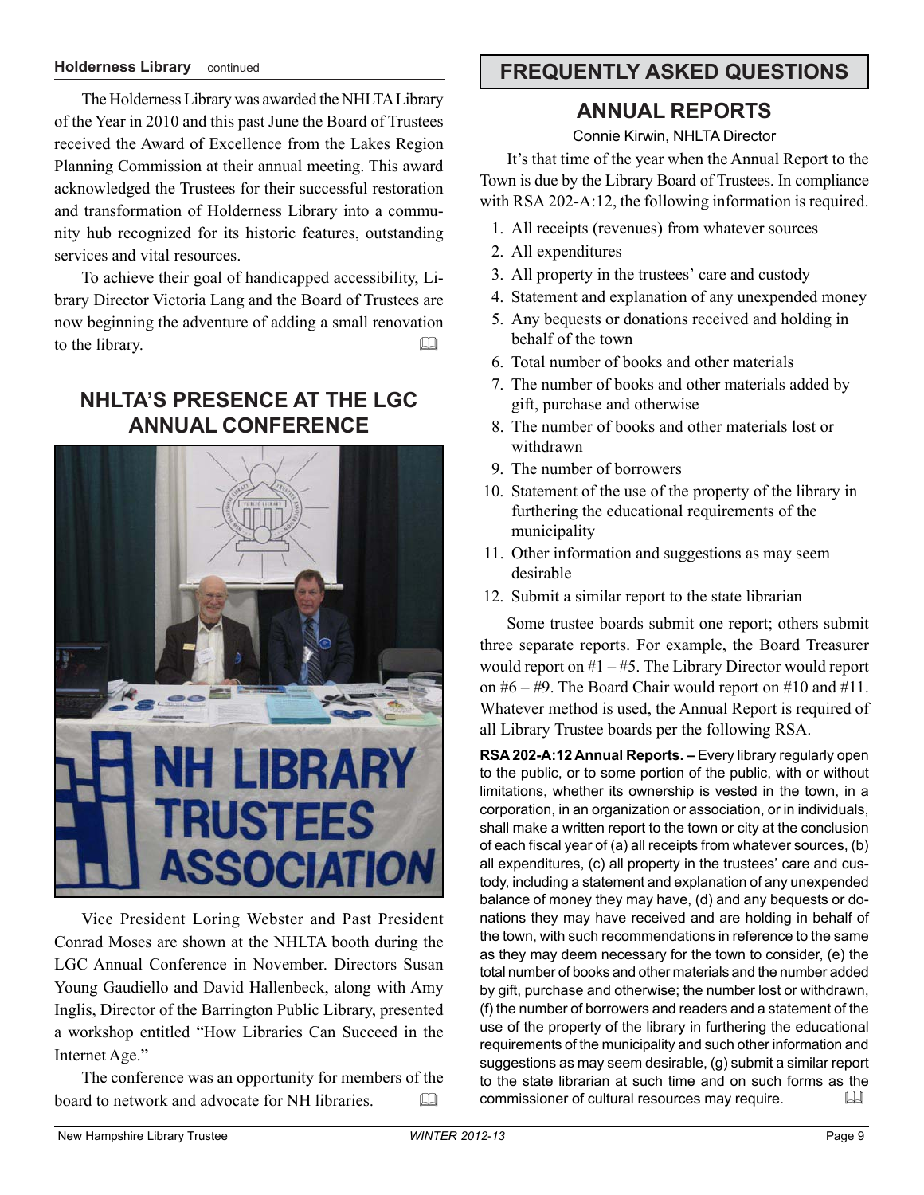**Holderness Library** continued

The Holderness Library was awarded the NHLTA Library of the Year in 2010 and this past June the Board of Trustees received the Award of Excellence from the Lakes Region Planning Commission at their annual meeting. This award acknowledged the Trustees for their successful restoration and transformation of Holderness Library into a community hub recognized for its historic features, outstanding services and vital resources.

To achieve their goal of handicapped accessibility, Library Director Victoria Lang and the Board of Trustees are now beginning the adventure of adding a small renovation to the library.

## NHLTA'S PRESENCE AT THE LGC ANNUAL CONFERENCE

Vice President Loring Webster and Past President Conrad Moses are shown at the NHLTA booth during the LGC Annual Conference in November. Directors Susan Young Gaudiello and David Hallenbeck, along with Amy Inglis, Director of the Barrington Public Library, presented a workshop entitled "How Libraries Can Succeed in the Internet Age."

The conference was an opportunity for members of the board to network and advocate for NH libraries.

# FREQUENTLY ASKED QUESTIONS

## ANNUAL REPORTS

Connie Kirwin, NHLTA Director

It's that time of the year when the Annual Report to the Town is due by the Library Board of Trustees. In compliance with RSA 202-A:12, the following information is required.

1. All receipts (revenues) from whatever sources
2. All expenditures
3. All property in the trustees' care and custody
4. Statement and explanation of any unexpended money
5. Any bequests or donations received and holding in behalf of the town
6. Total number of books and other materials
7. The number of books and other materials added by gift, purchase and otherwise
8. The number of books and other materials lost or withdrawn
9. The number of borrowers
10. Statement of the use of the property of the library in furthering the educational requirements of the municipality
11. Other information and suggestions as may seem desirable
12. Submit a similar report to the state librarian

Some trustee boards submit one report; others submit three separate reports. For example, the Board Treasurer would report on #1 – #5. The Library Director would report on #6 – #9. The Board Chair would report on #10 and #11. Whatever method is used, the Annual Report is required of all Library Trustee boards per the following RSA.

**RSA 202-A:12 Annual Reports. –** Every library regularly open to the public, or to some portion of the public, with or without limitations, whether its ownership is vested in the town, in a corporation, in an organization or association, or in individuals, shall make a written report to the town or city at the conclusion of each fiscal year of (a) all receipts from whatever sources, (b) all expenditures, (c) all property in the trustees' care and custody, including a statement and explanation of any unexpended balance of money they may have, (d) and any bequests or donations they may have received and are holding in behalf of the town, with such recommendations in reference to the same as they may deem necessary for the town to consider, (e) the total number of books and other materials and the number added by gift, purchase and otherwise; the number lost or withdrawn, (f) the number of borrowers and readers and a statement of the use of the property of the library in furthering the educational requirements of the municipality and such other information and suggestions as may seem desirable, (g) submit a similar report to the state librarian at such time and on such forms as the commissioner of cultural resources may require.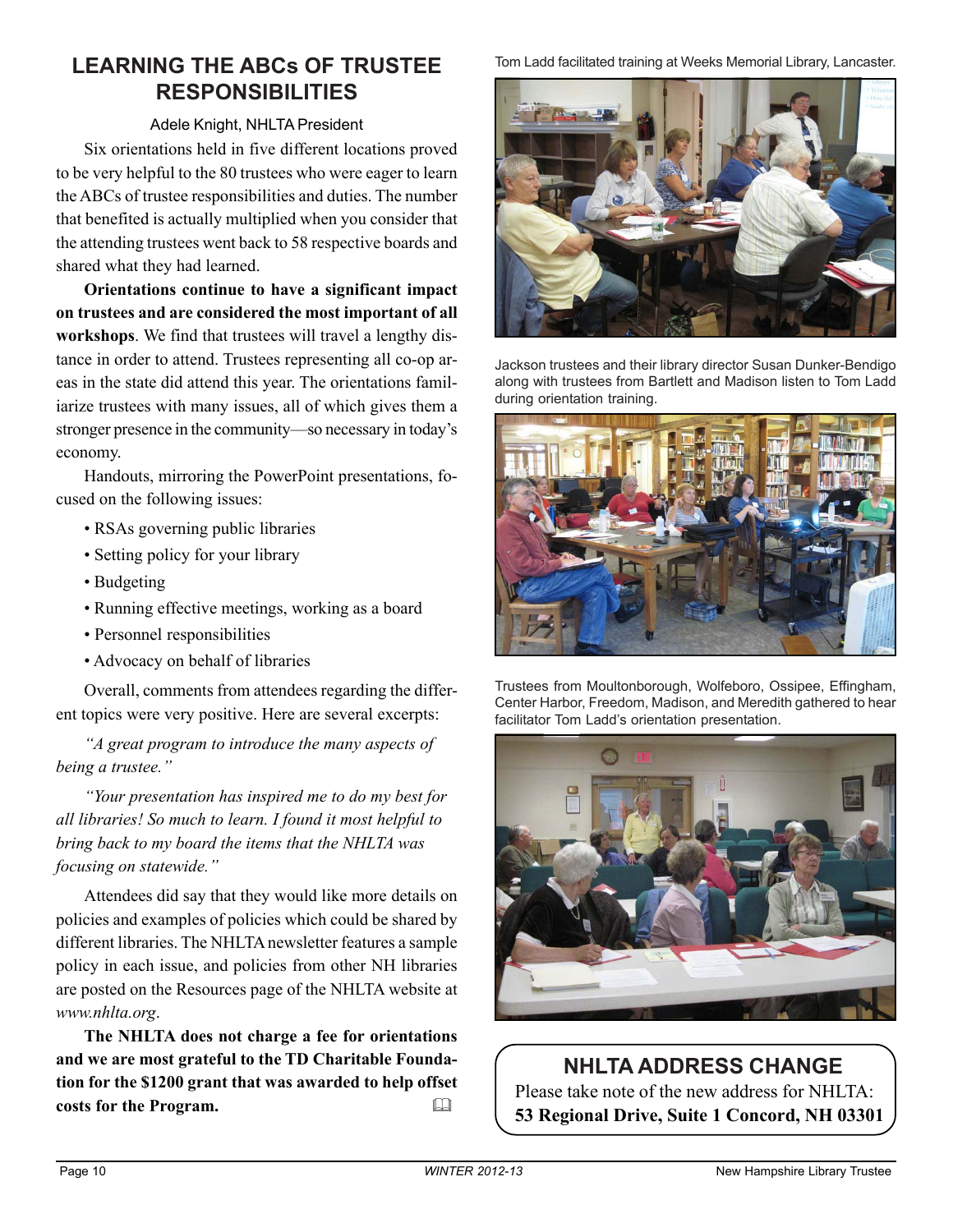## LEARNING THE ABCs OF TRUSTEE RESPONSIBILITIES

Adele Knight, NHLTA President

Six orientations held in five different locations proved to be very helpful to the 80 trustees who were eager to learn the ABCs of trustee responsibilities and duties. The number that benefited is actually multiplied when you consider that the attending trustees went back to 58 respective boards and shared what they had learned.

**Orientations continue to have a significant impact on trustees and are considered the most important of all workshops**. We find that trustees will travel a lengthy distance in order to attend. Trustees representing all co-op areas in the state did attend this year. The orientations familiarize trustees with many issues, all of which gives them a stronger presence in the community—so necessary in today's economy.

Handouts, mirroring the PowerPoint presentations, focused on the following issues:

- RSAs governing public libraries
- Setting policy for your library
- Budgeting
- Running effective meetings, working as a board
- Personnel responsibilities
- Advocacy on behalf of libraries

Overall, comments from attendees regarding the different topics were very positive. Here are several excerpts:

*"A great program to introduce the many aspects of being a trustee."*

*"Your presentation has inspired me to do my best for all libraries! So much to learn. I found it most helpful to bring back to my board the items that the NHLTA was focusing on statewide."*

Attendees did say that they would like more details on policies and examples of policies which could be shared by different libraries. The NHLTA newsletter features a sample policy in each issue, and policies from other NH libraries are posted on the Resources page of the NHLTA website at *www.nhlta.org*.

**The NHLTA does not charge a fee for orientations and we are most grateful to the TD Charitable Foundation for the $1200 grant that was awarded to help offset costs for the Program.**

Tom Ladd facilitated training at Weeks Memorial Library, Lancaster.

Jackson trustees and their library director Susan Dunker-Bendigo along with trustees from Bartlett and Madison listen to Tom Ladd during orientation training.

Trustees from Moultonborough, Wolfeboro, Ossipee, Effingham, Center Harbor, Freedom, Madison, and Meredith gathered to hear facilitator Tom Ladd's orientation presentation.

### NHLTA ADDRESS CHANGE

Please take note of the new address for NHLTA:
**53 Regional Drive, Suite 1 Concord, NH 03301**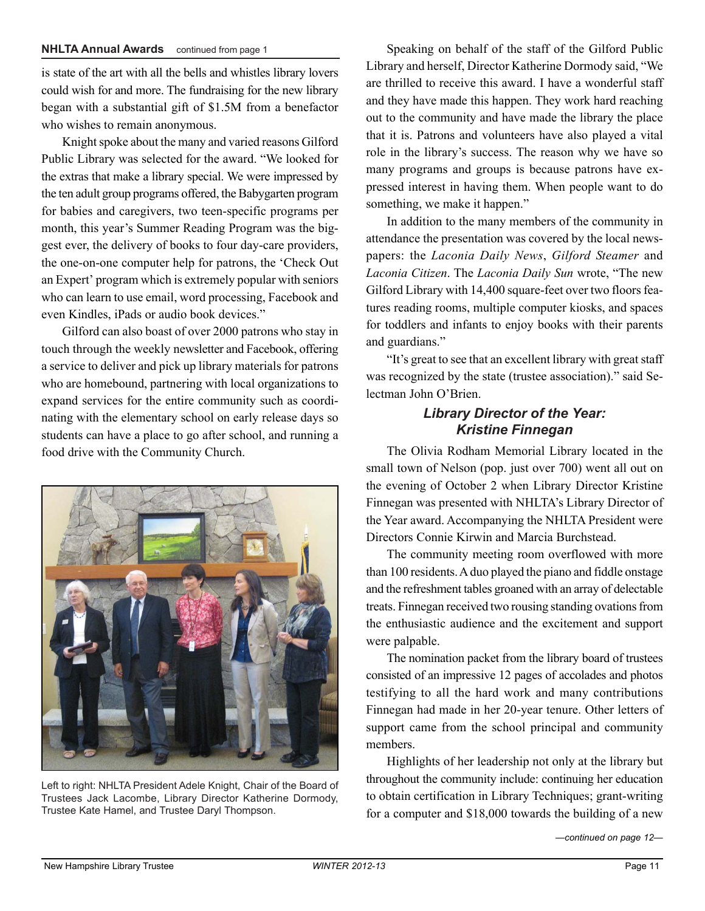**NHLTA Annual Awards** continued from page 1

is state of the art with all the bells and whistles library lovers could wish for and more. The fundraising for the new library began with a substantial gift of $1.5M from a benefactor who wishes to remain anonymous.

Knight spoke about the many and varied reasons Gilford Public Library was selected for the award. "We looked for the extras that make a library special. We were impressed by the ten adult group programs offered, the Babygarten program for babies and caregivers, two teen-specific programs per month, this year's Summer Reading Program was the biggest ever, the delivery of books to four day-care providers, the one-on-one computer help for patrons, the 'Check Out an Expert' program which is extremely popular with seniors who can learn to use email, word processing, Facebook and even Kindles, iPads or audio book devices."

Gilford can also boast of over 2000 patrons who stay in touch through the weekly newsletter and Facebook, offering a service to deliver and pick up library materials for patrons who are homebound, partnering with local organizations to expand services for the entire community such as coordinating with the elementary school on early release days so students can have a place to go after school, and running a food drive with the Community Church.

Left to right: NHLTA President Adele Knight, Chair of the Board of Trustees Jack Lacombe, Library Director Katherine Dormody, Trustee Kate Hamel, and Trustee Daryl Thompson.

Speaking on behalf of the staff of the Gilford Public Library and herself, Director Katherine Dormody said, "We are thrilled to receive this award. I have a wonderful staff and they have made this happen. They work hard reaching out to the community and have made the library the place that it is. Patrons and volunteers have also played a vital role in the library's success. The reason why we have so many programs and groups is because patrons have expressed interest in having them. When people want to do something, we make it happen."

In addition to the many members of the community in attendance the presentation was covered by the local newspapers: the *Laconia Daily News*, *Gilford Steamer* and *Laconia Citizen*. The *Laconia Daily Sun* wrote, "The new Gilford Library with 14,400 square-feet over two floors features reading rooms, multiple computer kiosks, and spaces for toddlers and infants to enjoy books with their parents and guardians."

"It's great to see that an excellent library with great staff was recognized by the state (trustee association)." said Selectman John O'Brien.

### *Library Director of the Year: Kristine Finnegan*

The Olivia Rodham Memorial Library located in the small town of Nelson (pop. just over 700) went all out on the evening of October 2 when Library Director Kristine Finnegan was presented with NHLTA's Library Director of the Year award. Accompanying the NHLTA President were Directors Connie Kirwin and Marcia Burchstead.

The community meeting room overflowed with more than 100 residents. A duo played the piano and fiddle onstage and the refreshment tables groaned with an array of delectable treats. Finnegan received two rousing standing ovations from the enthusiastic audience and the excitement and support were palpable.

The nomination packet from the library board of trustees consisted of an impressive 12 pages of accolades and photos testifying to all the hard work and many contributions Finnegan had made in her 20-year tenure. Other letters of support came from the school principal and community members.

Highlights of her leadership not only at the library but throughout the community include: continuing her education to obtain certification in Library Techniques; grant-writing for a computer and $18,000 towards the building of a new

*—continued on page 12—*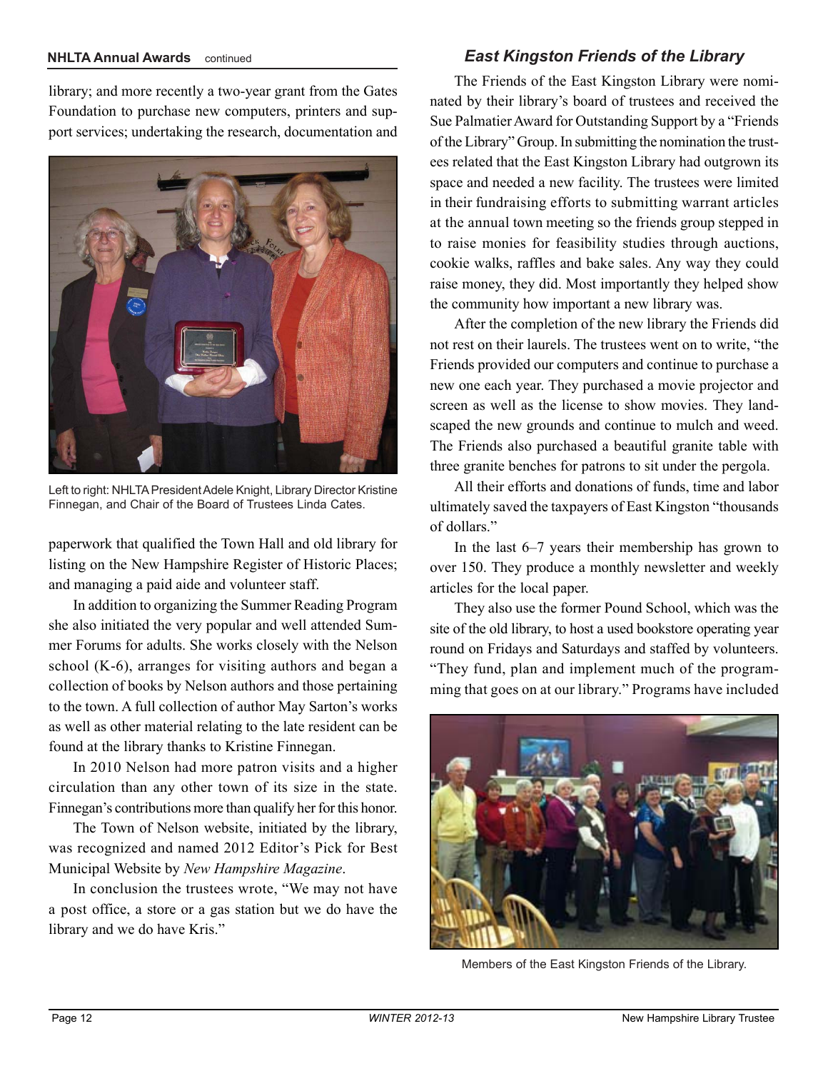library; and more recently a two-year grant from the Gates Foundation to purchase new computers, printers and support services; undertaking the research, documentation and paperwork that qualified the Town Hall and old library for listing on the New Hampshire Register of Historic Places; and managing a paid aide and volunteer staff.

Left to right: NHLTA President Adele Knight, Library Director Kristine Finnegan, and Chair of the Board of Trustees Linda Cates.

In addition to organizing the Summer Reading Program she also initiated the very popular and well attended Summer Forums for adults. She works closely with the Nelson school (K-6), arranges for visiting authors and began a collection of books by Nelson authors and those pertaining to the town. A full collection of author May Sarton's works as well as other material relating to the late resident can be found at the library thanks to Kristine Finnegan.

In 2010 Nelson had more patron visits and a higher circulation than any other town of its size in the state. Finnegan's contributions more than qualify her for this honor.

The Town of Nelson website, initiated by the library, was recognized and named 2012 Editor's Pick for Best Municipal Website by *New Hampshire Magazine*.

In conclusion the trustees wrote, "We may not have a post office, a store or a gas station but we do have the library and we do have Kris."

## East Kingston Friends of the Library

The Friends of the East Kingston Library were nominated by their library's board of trustees and received the Sue Palmatier Award for Outstanding Support by a "Friends of the Library" Group. In submitting the nomination the trustees related that the East Kingston Library had outgrown its space and needed a new facility. The trustees were limited in their fundraising efforts to submitting warrant articles at the annual town meeting so the friends group stepped in to raise monies for feasibility studies through auctions, cookie walks, raffles and bake sales. Any way they could raise money, they did. Most importantly they helped show the community how important a new library was.

After the completion of the new library the Friends did not rest on their laurels. The trustees went on to write, "the Friends provided our computers and continue to purchase a new one each year. They purchased a movie projector and screen as well as the license to show movies. They landscaped the new grounds and continue to mulch and weed. The Friends also purchased a beautiful granite table with three granite benches for patrons to sit under the pergola.

All their efforts and donations of funds, time and labor ultimately saved the taxpayers of East Kingston "thousands of dollars."

In the last 6–7 years their membership has grown to over 150. They produce a monthly newsletter and weekly articles for the local paper.

They also use the former Pound School, which was the site of the old library, to host a used bookstore operating year round on Fridays and Saturdays and staffed by volunteers. "They fund, plan and implement much of the programming that goes on at our library." Programs have included

Members of the East Kingston Friends of the Library.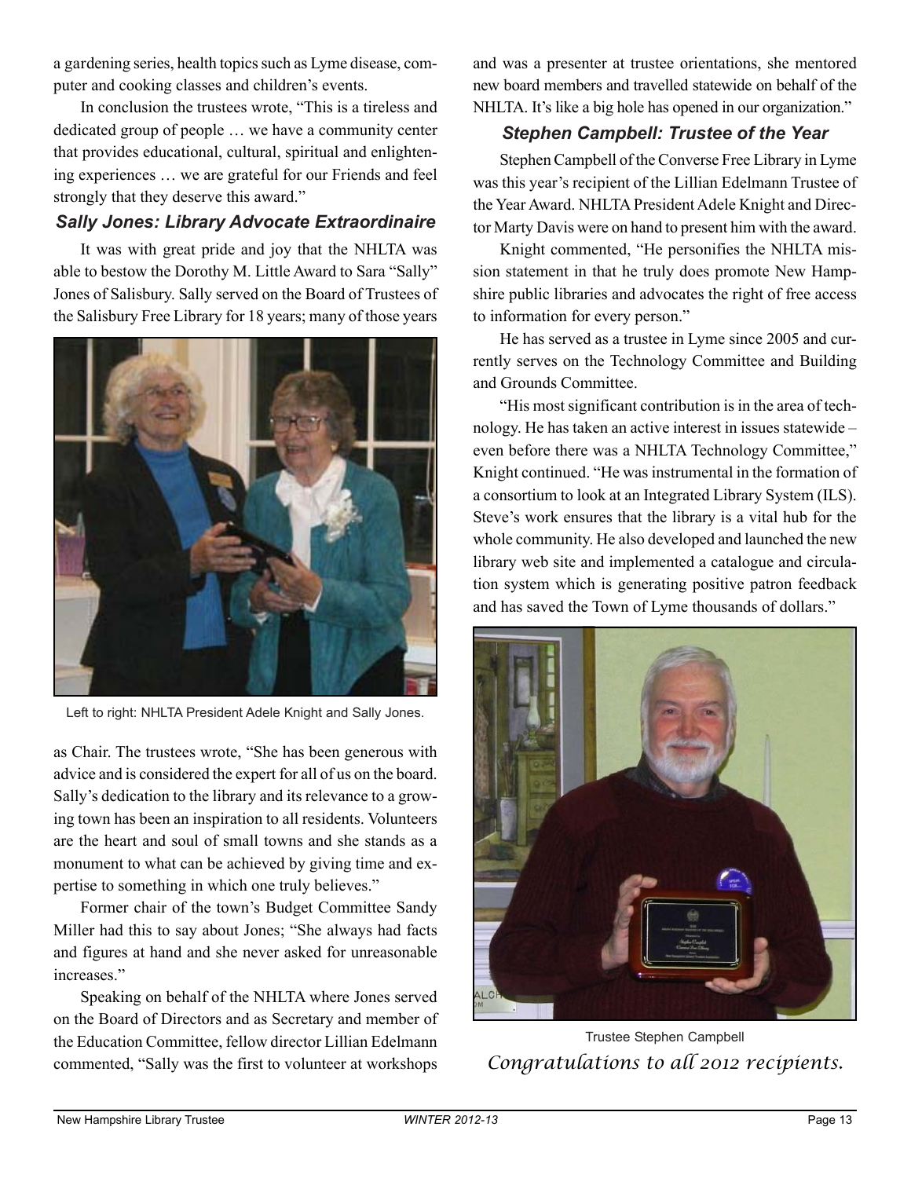a gardening series, health topics such as Lyme disease, computer and cooking classes and children's events.

In conclusion the trustees wrote, "This is a tireless and dedicated group of people … we have a community center that provides educational, cultural, spiritual and enlightening experiences … we are grateful for our Friends and feel strongly that they deserve this award."

### *Sally Jones: Library Advocate Extraordinaire*

It was with great pride and joy that the NHLTA was able to bestow the Dorothy M. Little Award to Sara "Sally" Jones of Salisbury. Sally served on the Board of Trustees of the Salisbury Free Library for 18 years; many of those years as Chair. The trustees wrote, "She has been generous with advice and is considered the expert for all of us on the board. Sally's dedication to the library and its relevance to a growing town has been an inspiration to all residents. Volunteers are the heart and soul of small towns and she stands as a monument to what can be achieved by giving time and expertise to something in which one truly believes."

Left to right: NHLTA President Adele Knight and Sally Jones.

Former chair of the town's Budget Committee Sandy Miller had this to say about Jones; "She always had facts and figures at hand and she never asked for unreasonable increases."

Speaking on behalf of the NHLTA where Jones served on the Board of Directors and as Secretary and member of the Education Committee, fellow director Lillian Edelmann commented, "Sally was the first to volunteer at workshops and was a presenter at trustee orientations, she mentored new board members and travelled statewide on behalf of the NHLTA. It's like a big hole has opened in our organization."

### *Stephen Campbell: Trustee of the Year*

Stephen Campbell of the Converse Free Library in Lyme was this year's recipient of the Lillian Edelmann Trustee of the Year Award. NHLTA President Adele Knight and Director Marty Davis were on hand to present him with the award.

Knight commented, "He personifies the NHLTA mission statement in that he truly does promote New Hampshire public libraries and advocates the right of free access to information for every person."

He has served as a trustee in Lyme since 2005 and currently serves on the Technology Committee and Building and Grounds Committee.

"His most significant contribution is in the area of technology. He has taken an active interest in issues statewide – even before there was a NHLTA Technology Committee," Knight continued. "He was instrumental in the formation of a consortium to look at an Integrated Library System (ILS). Steve's work ensures that the library is a vital hub for the whole community. He also developed and launched the new library web site and implemented a catalogue and circulation system which is generating positive patron feedback and has saved the Town of Lyme thousands of dollars."

Trustee Stephen Campbell

*Congratulations to all 2012 recipients.*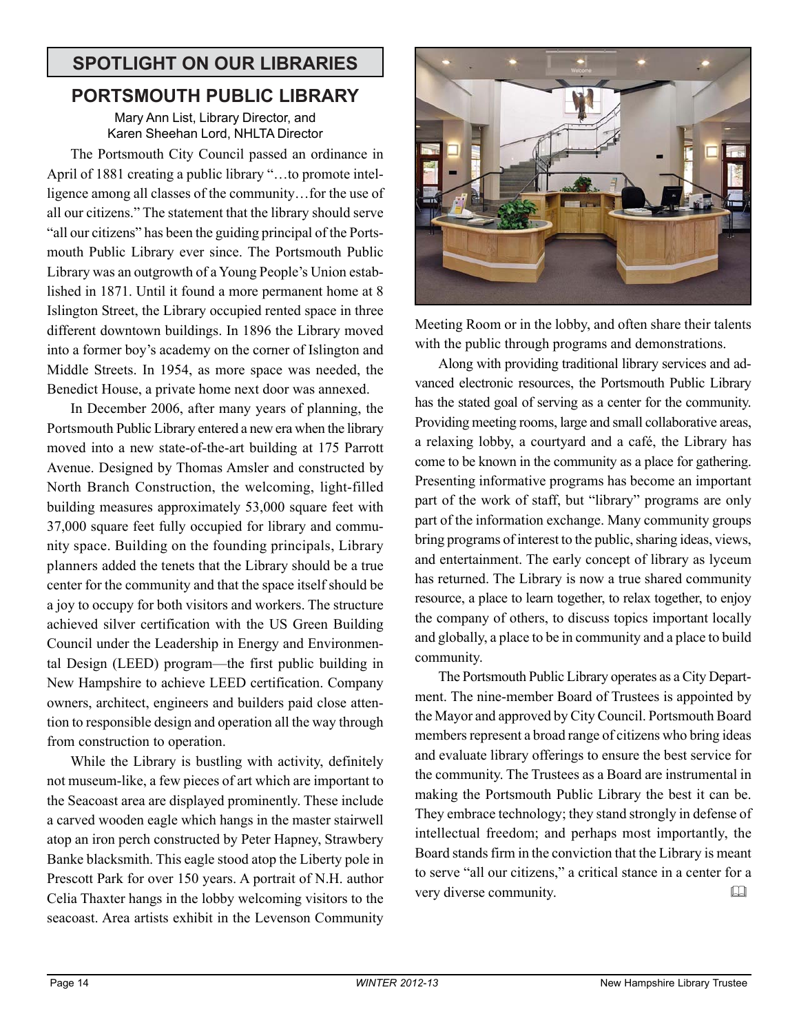## SPOTLIGHT ON OUR LIBRARIES

# PORTSMOUTH PUBLIC LIBRARY

Mary Ann List, Library Director, and
Karen Sheehan Lord, NHLTA Director

The Portsmouth City Council passed an ordinance in April of 1881 creating a public library "…to promote intelligence among all classes of the community…for the use of all our citizens." The statement that the library should serve "all our citizens" has been the guiding principal of the Portsmouth Public Library ever since. The Portsmouth Public Library was an outgrowth of a Young People's Union established in 1871. Until it found a more permanent home at 8 Islington Street, the Library occupied rented space in three different downtown buildings. In 1896 the Library moved into a former boy's academy on the corner of Islington and Middle Streets. In 1954, as more space was needed, the Benedict House, a private home next door was annexed.

In December 2006, after many years of planning, the Portsmouth Public Library entered a new era when the library moved into a new state-of-the-art building at 175 Parrott Avenue. Designed by Thomas Amsler and constructed by North Branch Construction, the welcoming, light-filled building measures approximately 53,000 square feet with 37,000 square feet fully occupied for library and community space. Building on the founding principals, Library planners added the tenets that the Library should be a true center for the community and that the space itself should be a joy to occupy for both visitors and workers. The structure achieved silver certification with the US Green Building Council under the Leadership in Energy and Environmental Design (LEED) program—the first public building in New Hampshire to achieve LEED certification. Company owners, architect, engineers and builders paid close attention to responsible design and operation all the way through from construction to operation.

While the Library is bustling with activity, definitely not museum-like, a few pieces of art which are important to the Seacoast area are displayed prominently. These include a carved wooden eagle which hangs in the master stairwell atop an iron perch constructed by Peter Hapney, Strawbery Banke blacksmith. This eagle stood atop the Liberty pole in Prescott Park for over 150 years. A portrait of N.H. author Celia Thaxter hangs in the lobby welcoming visitors to the seacoast. Area artists exhibit in the Levenson Community Meeting Room or in the lobby, and often share their talents with the public through programs and demonstrations.

Along with providing traditional library services and advanced electronic resources, the Portsmouth Public Library has the stated goal of serving as a center for the community. Providing meeting rooms, large and small collaborative areas, a relaxing lobby, a courtyard and a café, the Library has come to be known in the community as a place for gathering. Presenting informative programs has become an important part of the work of staff, but "library" programs are only part of the information exchange. Many community groups bring programs of interest to the public, sharing ideas, views, and entertainment. The early concept of library as lyceum has returned. The Library is now a true shared community resource, a place to learn together, to relax together, to enjoy the company of others, to discuss topics important locally and globally, a place to be in community and a place to build community.

The Portsmouth Public Library operates as a City Department. The nine-member Board of Trustees is appointed by the Mayor and approved by City Council. Portsmouth Board members represent a broad range of citizens who bring ideas and evaluate library offerings to ensure the best service for the community. The Trustees as a Board are instrumental in making the Portsmouth Public Library the best it can be. They embrace technology; they stand strongly in defense of intellectual freedom; and perhaps most importantly, the Board stands firm in the conviction that the Library is meant to serve "all our citizens," a critical stance in a center for a very diverse community.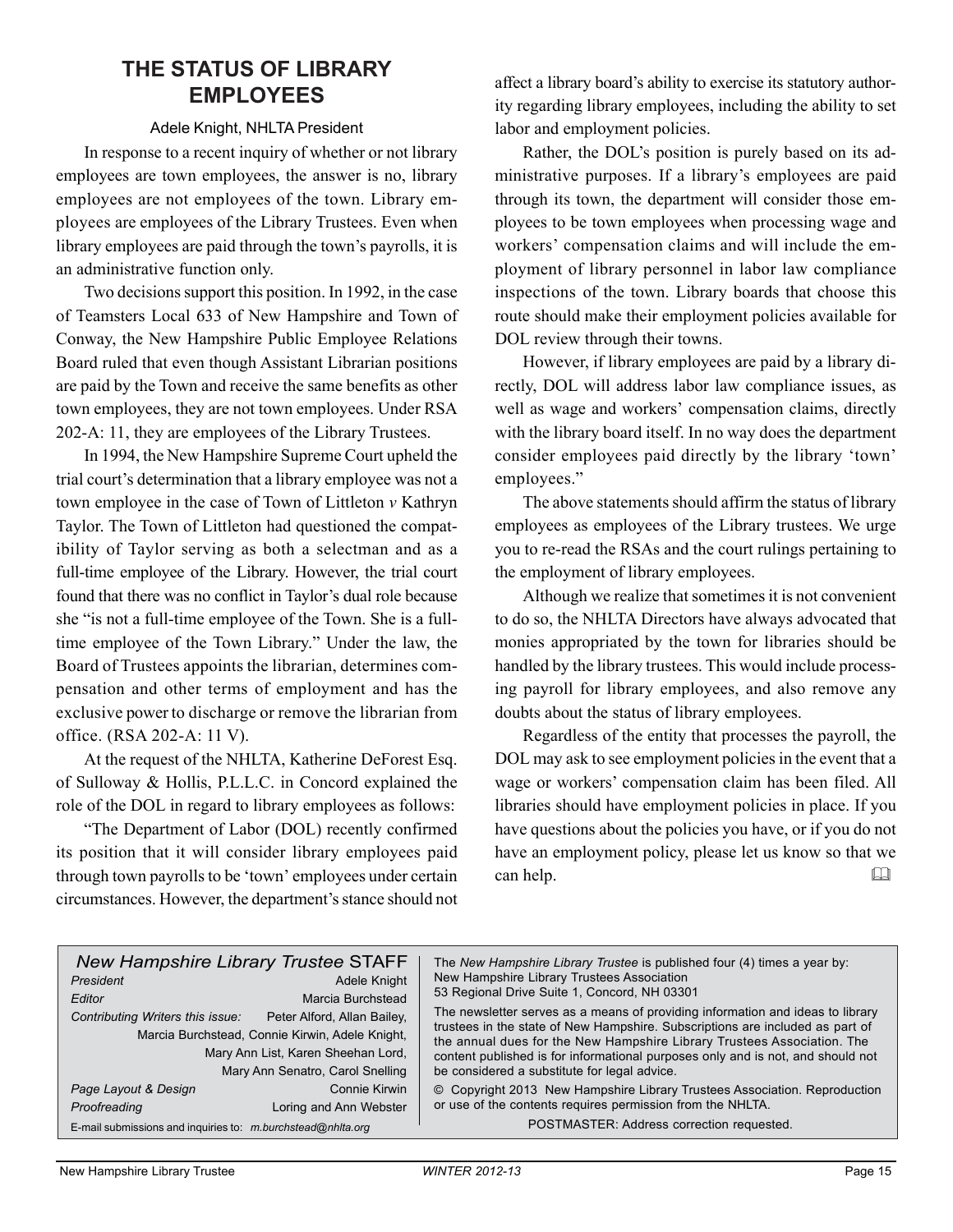## THE STATUS OF LIBRARY EMPLOYEES

Adele Knight, NHLTA President

In response to a recent inquiry of whether or not library employees are town employees, the answer is no, library employees are not employees of the town. Library employees are employees of the Library Trustees. Even when library employees are paid through the town's payrolls, it is an administrative function only.

Two decisions support this position. In 1992, in the case of Teamsters Local 633 of New Hampshire and Town of Conway, the New Hampshire Public Employee Relations Board ruled that even though Assistant Librarian positions are paid by the Town and receive the same benefits as other town employees, they are not town employees. Under RSA 202-A: 11, they are employees of the Library Trustees.

In 1994, the New Hampshire Supreme Court upheld the trial court's determination that a library employee was not a town employee in the case of Town of Littleton *v* Kathryn Taylor. The Town of Littleton had questioned the compatibility of Taylor serving as both a selectman and as a full-time employee of the Library. However, the trial court found that there was no conflict in Taylor's dual role because she "is not a full-time employee of the Town. She is a full-time employee of the Town Library." Under the law, the Board of Trustees appoints the librarian, determines compensation and other terms of employment and has the exclusive power to discharge or remove the librarian from office. (RSA 202-A: 11 V).

At the request of the NHLTA, Katherine DeForest Esq. of Sulloway & Hollis, P.L.L.C. in Concord explained the role of the DOL in regard to library employees as follows:

"The Department of Labor (DOL) recently confirmed its position that it will consider library employees paid through town payrolls to be 'town' employees under certain circumstances. However, the department's stance should not affect a library board's ability to exercise its statutory authority regarding library employees, including the ability to set labor and employment policies.

Rather, the DOL's position is purely based on its administrative purposes. If a library's employees are paid through its town, the department will consider those employees to be town employees when processing wage and workers' compensation claims and will include the employment of library personnel in labor law compliance inspections of the town. Library boards that choose this route should make their employment policies available for DOL review through their towns.

However, if library employees are paid by a library directly, DOL will address labor law compliance issues, as well as wage and workers' compensation claims, directly with the library board itself. In no way does the department consider employees paid directly by the library 'town' employees."

The above statements should affirm the status of library employees as employees of the Library trustees. We urge you to re-read the RSAs and the court rulings pertaining to the employment of library employees.

Although we realize that sometimes it is not convenient to do so, the NHLTA Directors have always advocated that monies appropriated by the town for libraries should be handled by the library trustees. This would include processing payroll for library employees, and also remove any doubts about the status of library employees.

Regardless of the entity that processes the payroll, the DOL may ask to see employment policies in the event that a wage or workers' compensation claim has been filed. All libraries should have employment policies in place. If you have questions about the policies you have, or if you do not have an employment policy, please let us know so that we can help.

---

*New Hampshire Library Trustee* STAFF

*President* — Adele Knight
*Editor* — Marcia Burchstead
*Contributing Writers this issue:* — Peter Alford, Allan Bailey, Marcia Burchstead, Connie Kirwin, Adele Knight, Mary Ann List, Karen Sheehan Lord, Mary Ann Senatro, Carol Snelling
*Page Layout & Design* — Connie Kirwin
*Proofreading* — Loring and Ann Webster

E-mail submissions and inquiries to: *m.burchstead@nhlta.org*

The *New Hampshire Library Trustee* is published four (4) times a year by:
New Hampshire Library Trustees Association
53 Regional Drive Suite 1, Concord, NH 03301

The newsletter serves as a means of providing information and ideas to library trustees in the state of New Hampshire. Subscriptions are included as part of the annual dues for the New Hampshire Library Trustees Association. The content published is for informational purposes only and is not, and should not be considered a substitute for legal advice.

© Copyright 2013 New Hampshire Library Trustees Association. Reproduction or use of the contents requires permission from the NHLTA.

POSTMASTER: Address correction requested.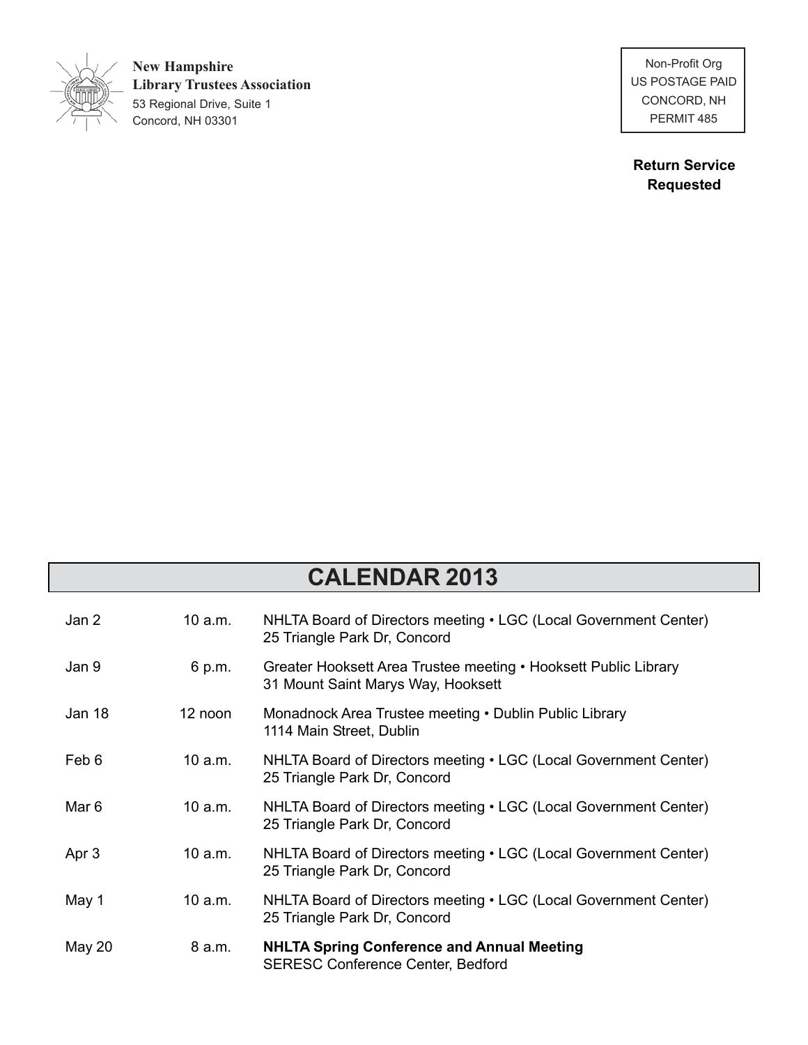**New Hampshire**
**Library Trustees Association**
53 Regional Drive, Suite 1
Concord, NH 03301

Non-Profit Org
US POSTAGE PAID
CONCORD, NH
PERMIT 485

**Return Service Requested**

## CALENDAR 2013

| | | |
|---|---|---|
| Jan 2 | 10 a.m. | NHLTA Board of Directors meeting • LGC (Local Government Center)<br>25 Triangle Park Dr, Concord |
| Jan 9 | 6 p.m. | Greater Hooksett Area Trustee meeting • Hooksett Public Library<br>31 Mount Saint Marys Way, Hooksett |
| Jan 18 | 12 noon | Monadnock Area Trustee meeting • Dublin Public Library<br>1114 Main Street, Dublin |
| Feb 6 | 10 a.m. | NHLTA Board of Directors meeting • LGC (Local Government Center)<br>25 Triangle Park Dr, Concord |
| Mar 6 | 10 a.m. | NHLTA Board of Directors meeting • LGC (Local Government Center)<br>25 Triangle Park Dr, Concord |
| Apr 3 | 10 a.m. | NHLTA Board of Directors meeting • LGC (Local Government Center)<br>25 Triangle Park Dr, Concord |
| May 1 | 10 a.m. | NHLTA Board of Directors meeting • LGC (Local Government Center)<br>25 Triangle Park Dr, Concord |
| May 20 | 8 a.m. | **NHLTA Spring Conference and Annual Meeting**<br>SERESC Conference Center, Bedford |